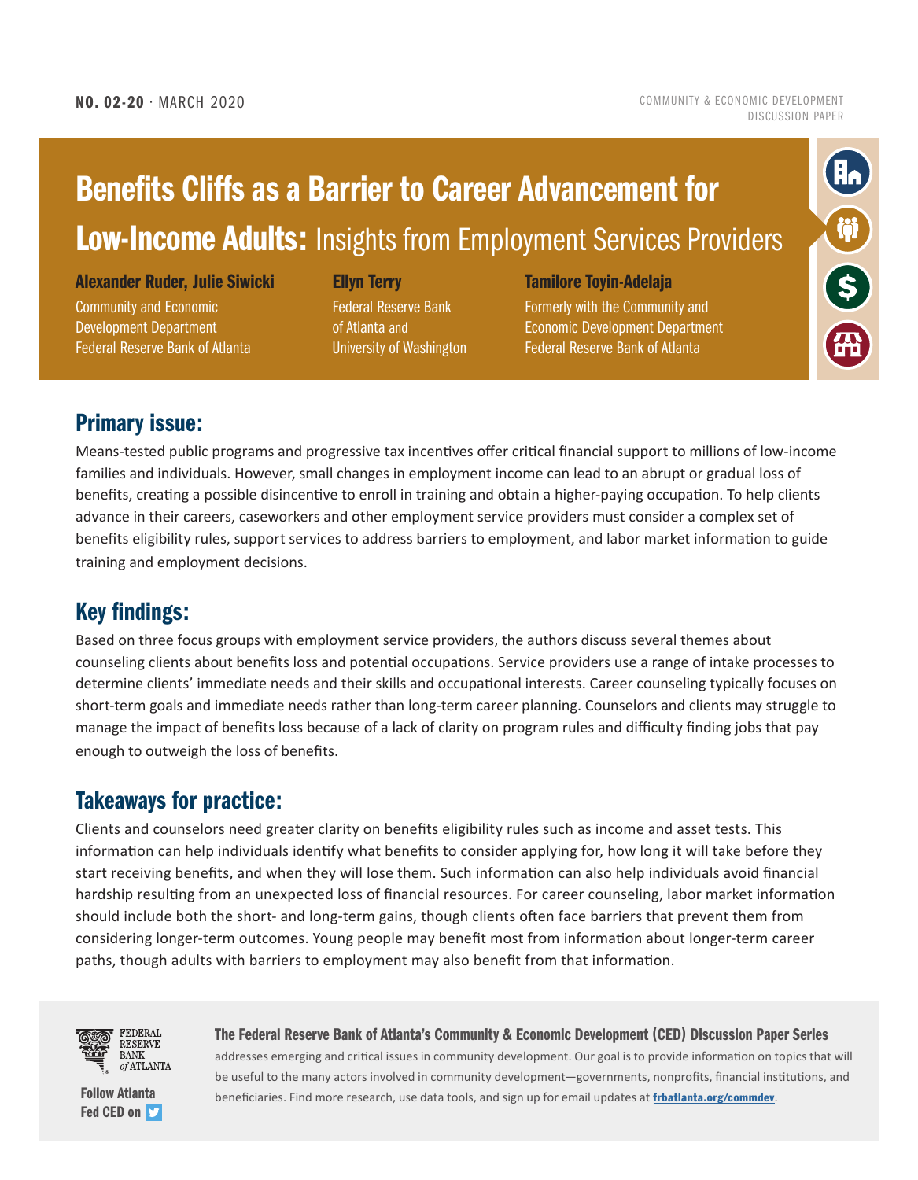**NO. 02-20** · MARCH 2020

COMMUNITY & ECONOMIC DEVELOPMENT DISCUSSION PAPER

# Benefits Cliffs as a Barrier to Career Advancement for Low-Income Adults: Insights from Employment Services Providers

**Alexander Ruder, Julie Siwicki**
Community and Economic Development Department
Federal Reserve Bank of Atlanta

**Ellyn Terry**
Federal Reserve Bank of Atlanta and University of Washington

**Tamilore Toyin-Adelaja**
Formerly with the Community and Economic Development Department
Federal Reserve Bank of Atlanta

## Primary issue:

Means-tested public programs and progressive tax incentives offer critical financial support to millions of low-income families and individuals. However, small changes in employment income can lead to an abrupt or gradual loss of benefits, creating a possible disincentive to enroll in training and obtain a higher-paying occupation. To help clients advance in their careers, caseworkers and other employment service providers must consider a complex set of benefits eligibility rules, support services to address barriers to employment, and labor market information to guide training and employment decisions.

## Key findings:

Based on three focus groups with employment service providers, the authors discuss several themes about counseling clients about benefits loss and potential occupations. Service providers use a range of intake processes to determine clients' immediate needs and their skills and occupational interests. Career counseling typically focuses on short-term goals and immediate needs rather than long-term career planning. Counselors and clients may struggle to manage the impact of benefits loss because of a lack of clarity on program rules and difficulty finding jobs that pay enough to outweigh the loss of benefits.

## Takeaways for practice:

Clients and counselors need greater clarity on benefits eligibility rules such as income and asset tests. This information can help individuals identify what benefits to consider applying for, how long it will take before they start receiving benefits, and when they will lose them. Such information can also help individuals avoid financial hardship resulting from an unexpected loss of financial resources. For career counseling, labor market information should include both the short- and long-term gains, though clients often face barriers that prevent them from considering longer-term outcomes. Young people may benefit most from information about longer-term career paths, though adults with barriers to employment may also benefit from that information.

FEDERAL RESERVE BANK *of* ATLANTA

Follow Atlanta Fed CED on

**The Federal Reserve Bank of Atlanta's Community & Economic Development (CED) Discussion Paper Series** addresses emerging and critical issues in community development. Our goal is to provide information on topics that will be useful to the many actors involved in community development—governments, nonprofits, financial institutions, and beneficiaries. Find more research, use data tools, and sign up for email updates at **frbatlanta.org/commdev**.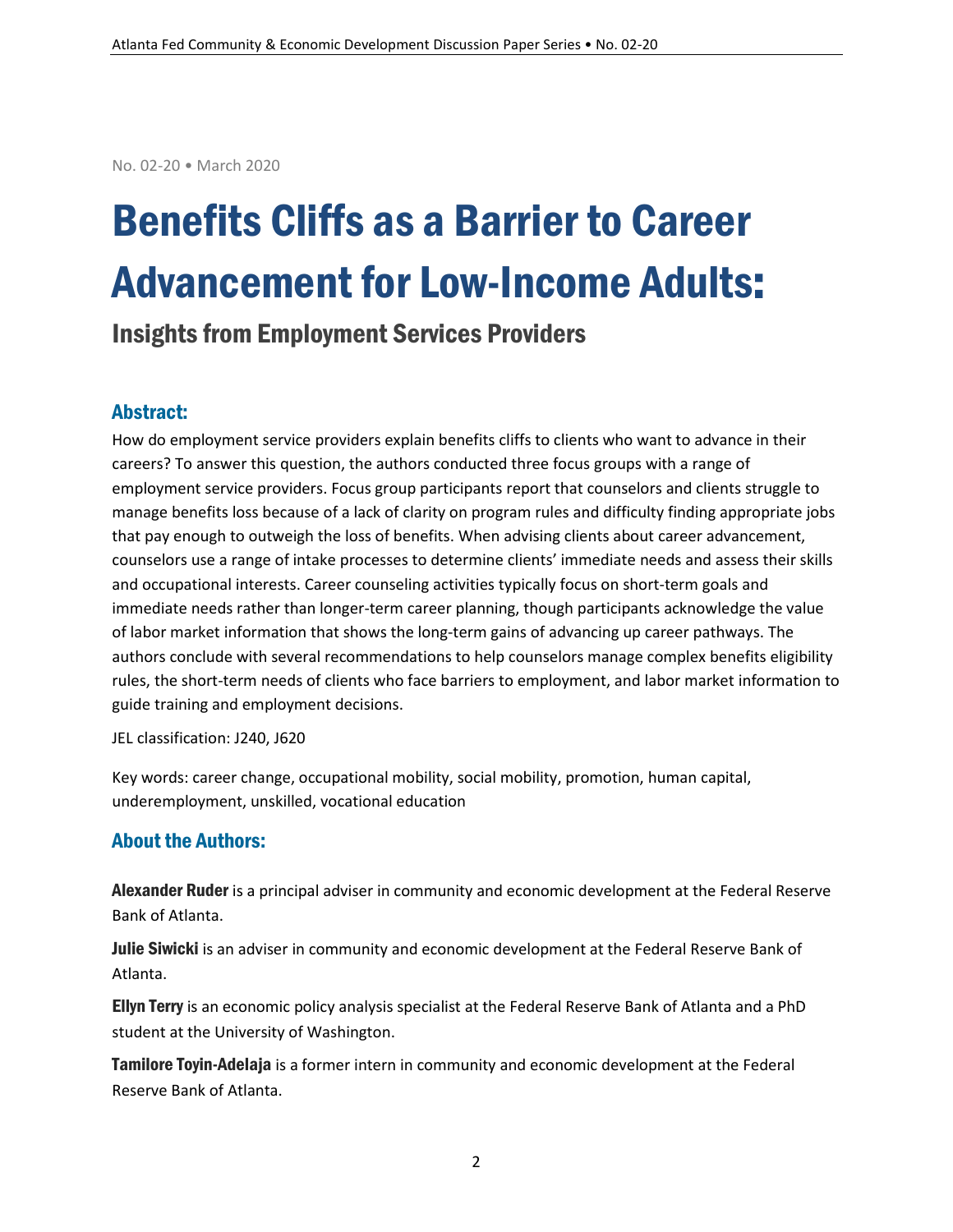No. 02-20 • March 2020

# Benefits Cliffs as a Barrier to Career Advancement for Low-Income Adults:

## Insights from Employment Services Providers

### Abstract:

How do employment service providers explain benefits cliffs to clients who want to advance in their careers? To answer this question, the authors conducted three focus groups with a range of employment service providers. Focus group participants report that counselors and clients struggle to manage benefits loss because of a lack of clarity on program rules and difficulty finding appropriate jobs that pay enough to outweigh the loss of benefits. When advising clients about career advancement, counselors use a range of intake processes to determine clients' immediate needs and assess their skills and occupational interests. Career counseling activities typically focus on short-term goals and immediate needs rather than longer-term career planning, though participants acknowledge the value of labor market information that shows the long-term gains of advancing up career pathways. The authors conclude with several recommendations to help counselors manage complex benefits eligibility rules, the short-term needs of clients who face barriers to employment, and labor market information to guide training and employment decisions.

JEL classification: J240, J620

Key words: career change, occupational mobility, social mobility, promotion, human capital, underemployment, unskilled, vocational education

### About the Authors:

**Alexander Ruder** is a principal adviser in community and economic development at the Federal Reserve Bank of Atlanta.

**Julie Siwicki** is an adviser in community and economic development at the Federal Reserve Bank of Atlanta.

**Ellyn Terry** is an economic policy analysis specialist at the Federal Reserve Bank of Atlanta and a PhD student at the University of Washington.

**Tamilore Toyin-Adelaja** is a former intern in community and economic development at the Federal Reserve Bank of Atlanta.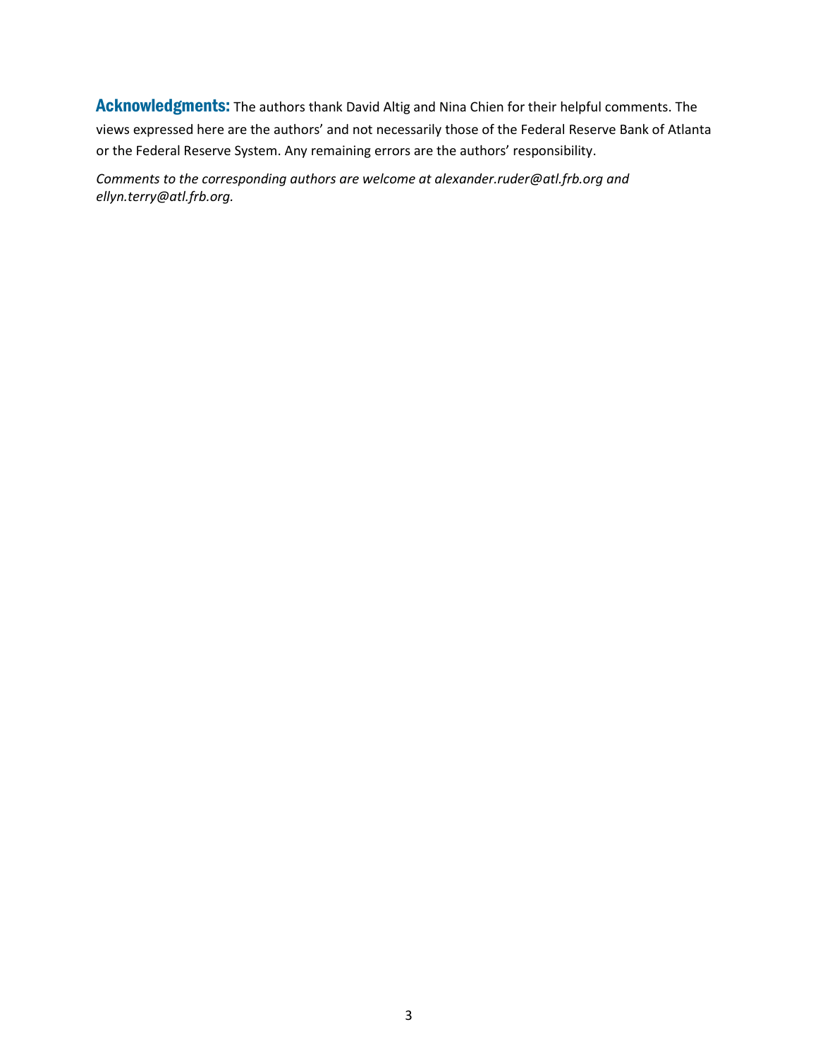**Acknowledgments:** The authors thank David Altig and Nina Chien for their helpful comments. The views expressed here are the authors' and not necessarily those of the Federal Reserve Bank of Atlanta or the Federal Reserve System. Any remaining errors are the authors' responsibility.

*Comments to the corresponding authors are welcome at alexander.ruder@atl.frb.org and ellyn.terry@atl.frb.org.*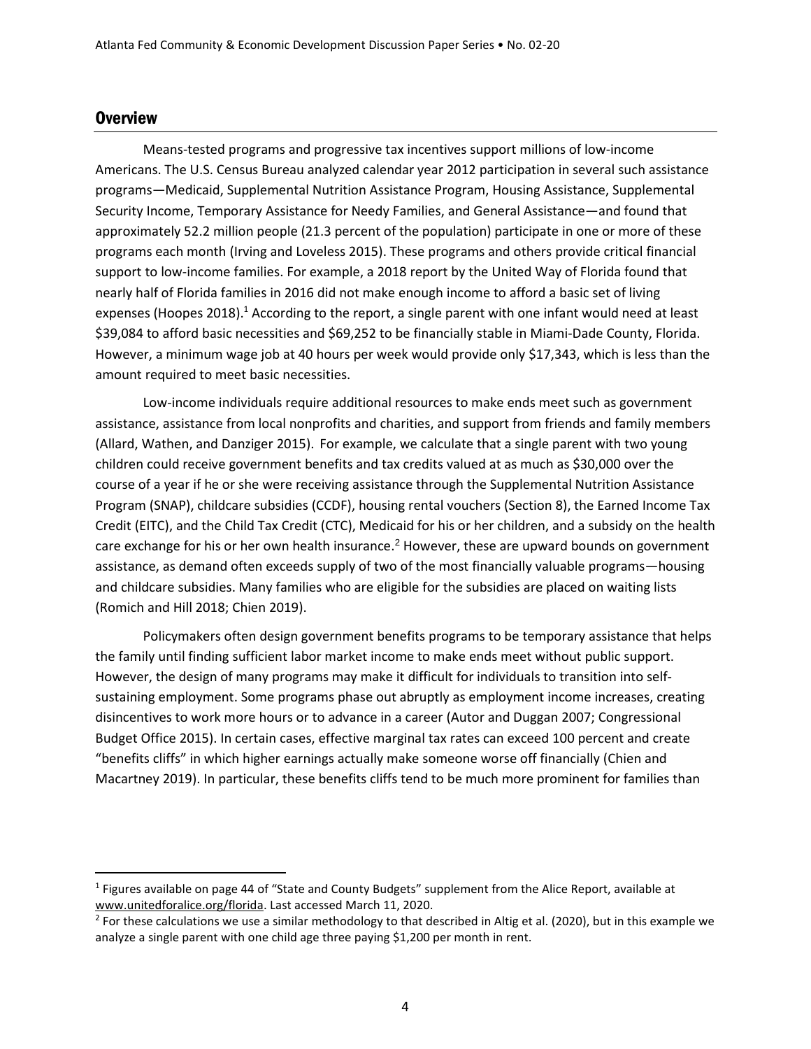## Overview

Means-tested programs and progressive tax incentives support millions of low-income Americans. The U.S. Census Bureau analyzed calendar year 2012 participation in several such assistance programs—Medicaid, Supplemental Nutrition Assistance Program, Housing Assistance, Supplemental Security Income, Temporary Assistance for Needy Families, and General Assistance—and found that approximately 52.2 million people (21.3 percent of the population) participate in one or more of these programs each month (Irving and Loveless 2015). These programs and others provide critical financial support to low-income families. For example, a 2018 report by the United Way of Florida found that nearly half of Florida families in 2016 did not make enough income to afford a basic set of living expenses (Hoopes 2018).[1] According to the report, a single parent with one infant would need at least $39,084 to afford basic necessities and $69,252 to be financially stable in Miami-Dade County, Florida. However, a minimum wage job at 40 hours per week would provide only $17,343, which is less than the amount required to meet basic necessities.

Low-income individuals require additional resources to make ends meet such as government assistance, assistance from local nonprofits and charities, and support from friends and family members (Allard, Wathen, and Danziger 2015). For example, we calculate that a single parent with two young children could receive government benefits and tax credits valued at as much as $30,000 over the course of a year if he or she were receiving assistance through the Supplemental Nutrition Assistance Program (SNAP), childcare subsidies (CCDF), housing rental vouchers (Section 8), the Earned Income Tax Credit (EITC), and the Child Tax Credit (CTC), Medicaid for his or her children, and a subsidy on the health care exchange for his or her own health insurance.[2] However, these are upward bounds on government assistance, as demand often exceeds supply of two of the most financially valuable programs—housing and childcare subsidies. Many families who are eligible for the subsidies are placed on waiting lists (Romich and Hill 2018; Chien 2019).

Policymakers often design government benefits programs to be temporary assistance that helps the family until finding sufficient labor market income to make ends meet without public support. However, the design of many programs may make it difficult for individuals to transition into self-sustaining employment. Some programs phase out abruptly as employment income increases, creating disincentives to work more hours or to advance in a career (Autor and Duggan 2007; Congressional Budget Office 2015). In certain cases, effective marginal tax rates can exceed 100 percent and create "benefits cliffs" in which higher earnings actually make someone worse off financially (Chien and Macartney 2019). In particular, these benefits cliffs tend to be much more prominent for families than

---

[1] Figures available on page 44 of "State and County Budgets" supplement from the Alice Report, available at www.unitedforalice.org/florida. Last accessed March 11, 2020.

[2] For these calculations we use a similar methodology to that described in Altig et al. (2020), but in this example we analyze a single parent with one child age three paying $1,200 per month in rent.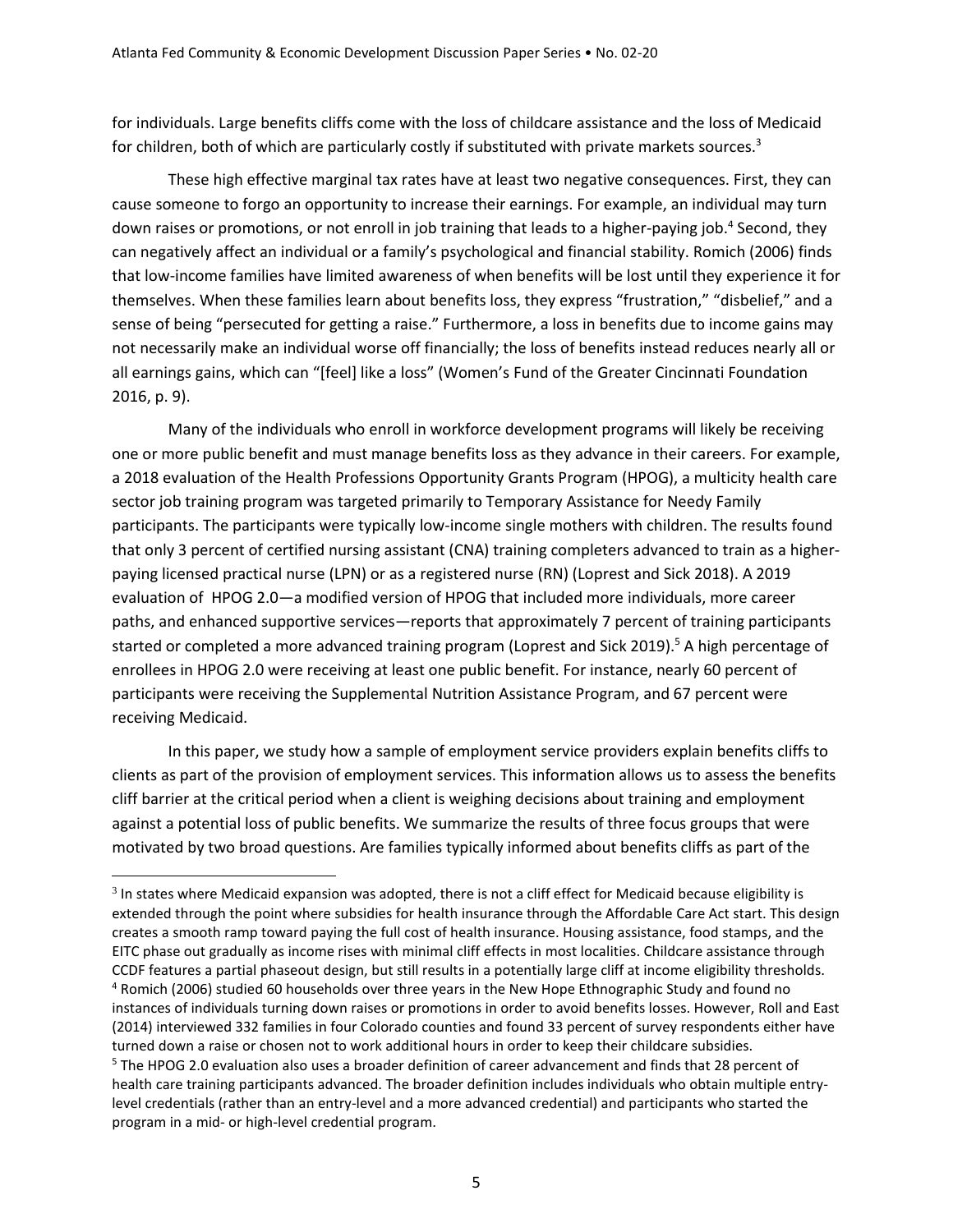for individuals. Large benefits cliffs come with the loss of childcare assistance and the loss of Medicaid for children, both of which are particularly costly if substituted with private markets sources.[3]

These high effective marginal tax rates have at least two negative consequences. First, they can cause someone to forgo an opportunity to increase their earnings. For example, an individual may turn down raises or promotions, or not enroll in job training that leads to a higher-paying job.[4] Second, they can negatively affect an individual or a family's psychological and financial stability. Romich (2006) finds that low-income families have limited awareness of when benefits will be lost until they experience it for themselves. When these families learn about benefits loss, they express "frustration," "disbelief," and a sense of being "persecuted for getting a raise." Furthermore, a loss in benefits due to income gains may not necessarily make an individual worse off financially; the loss of benefits instead reduces nearly all or all earnings gains, which can "[feel] like a loss" (Women's Fund of the Greater Cincinnati Foundation 2016, p. 9).

Many of the individuals who enroll in workforce development programs will likely be receiving one or more public benefit and must manage benefits loss as they advance in their careers. For example, a 2018 evaluation of the Health Professions Opportunity Grants Program (HPOG), a multicity health care sector job training program was targeted primarily to Temporary Assistance for Needy Family participants. The participants were typically low-income single mothers with children. The results found that only 3 percent of certified nursing assistant (CNA) training completers advanced to train as a higher-paying licensed practical nurse (LPN) or as a registered nurse (RN) (Loprest and Sick 2018). A 2019 evaluation of HPOG 2.0—a modified version of HPOG that included more individuals, more career paths, and enhanced supportive services—reports that approximately 7 percent of training participants started or completed a more advanced training program (Loprest and Sick 2019).[5] A high percentage of enrollees in HPOG 2.0 were receiving at least one public benefit. For instance, nearly 60 percent of participants were receiving the Supplemental Nutrition Assistance Program, and 67 percent were receiving Medicaid.

In this paper, we study how a sample of employment service providers explain benefits cliffs to clients as part of the provision of employment services. This information allows us to assess the benefits cliff barrier at the critical period when a client is weighing decisions about training and employment against a potential loss of public benefits. We summarize the results of three focus groups that were motivated by two broad questions. Are families typically informed about benefits cliffs as part of the

[3] In states where Medicaid expansion was adopted, there is not a cliff effect for Medicaid because eligibility is extended through the point where subsidies for health insurance through the Affordable Care Act start. This design creates a smooth ramp toward paying the full cost of health insurance. Housing assistance, food stamps, and the EITC phase out gradually as income rises with minimal cliff effects in most localities. Childcare assistance through CCDF features a partial phaseout design, but still results in a potentially large cliff at income eligibility thresholds.

[4] Romich (2006) studied 60 households over three years in the New Hope Ethnographic Study and found no instances of individuals turning down raises or promotions in order to avoid benefits losses. However, Roll and East (2014) interviewed 332 families in four Colorado counties and found 33 percent of survey respondents either have turned down a raise or chosen not to work additional hours in order to keep their childcare subsidies.

[5] The HPOG 2.0 evaluation also uses a broader definition of career advancement and finds that 28 percent of health care training participants advanced. The broader definition includes individuals who obtain multiple entry-level credentials (rather than an entry-level and a more advanced credential) and participants who started the program in a mid- or high-level credential program.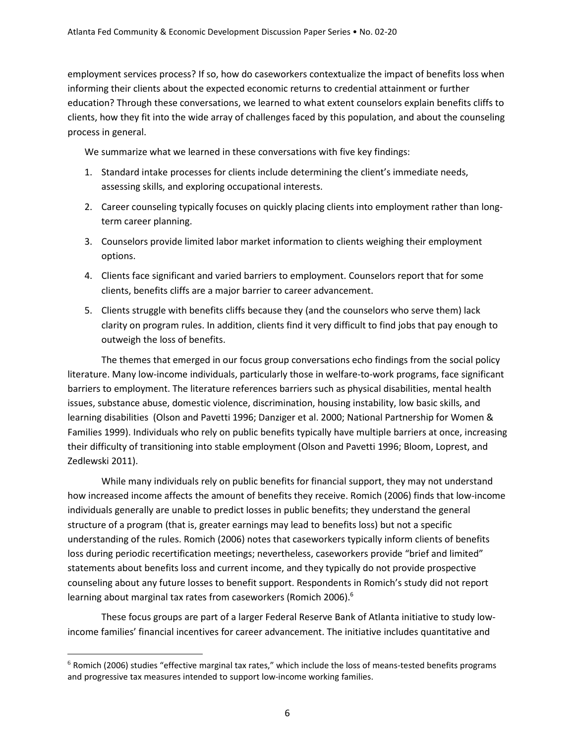employment services process? If so, how do caseworkers contextualize the impact of benefits loss when informing their clients about the expected economic returns to credential attainment or further education? Through these conversations, we learned to what extent counselors explain benefits cliffs to clients, how they fit into the wide array of challenges faced by this population, and about the counseling process in general.

We summarize what we learned in these conversations with five key findings:

1. Standard intake processes for clients include determining the client's immediate needs, assessing skills, and exploring occupational interests.
2. Career counseling typically focuses on quickly placing clients into employment rather than long-term career planning.
3. Counselors provide limited labor market information to clients weighing their employment options.
4. Clients face significant and varied barriers to employment. Counselors report that for some clients, benefits cliffs are a major barrier to career advancement.
5. Clients struggle with benefits cliffs because they (and the counselors who serve them) lack clarity on program rules. In addition, clients find it very difficult to find jobs that pay enough to outweigh the loss of benefits.

The themes that emerged in our focus group conversations echo findings from the social policy literature. Many low-income individuals, particularly those in welfare-to-work programs, face significant barriers to employment. The literature references barriers such as physical disabilities, mental health issues, substance abuse, domestic violence, discrimination, housing instability, low basic skills, and learning disabilities (Olson and Pavetti 1996; Danziger et al. 2000; National Partnership for Women & Families 1999). Individuals who rely on public benefits typically have multiple barriers at once, increasing their difficulty of transitioning into stable employment (Olson and Pavetti 1996; Bloom, Loprest, and Zedlewski 2011).

While many individuals rely on public benefits for financial support, they may not understand how increased income affects the amount of benefits they receive. Romich (2006) finds that low-income individuals generally are unable to predict losses in public benefits; they understand the general structure of a program (that is, greater earnings may lead to benefits loss) but not a specific understanding of the rules. Romich (2006) notes that caseworkers typically inform clients of benefits loss during periodic recertification meetings; nevertheless, caseworkers provide "brief and limited" statements about benefits loss and current income, and they typically do not provide prospective counseling about any future losses to benefit support. Respondents in Romich's study did not report learning about marginal tax rates from caseworkers (Romich 2006).[6]

These focus groups are part of a larger Federal Reserve Bank of Atlanta initiative to study low-income families' financial incentives for career advancement. The initiative includes quantitative and

[6] Romich (2006) studies "effective marginal tax rates," which include the loss of means-tested benefits programs and progressive tax measures intended to support low-income working families.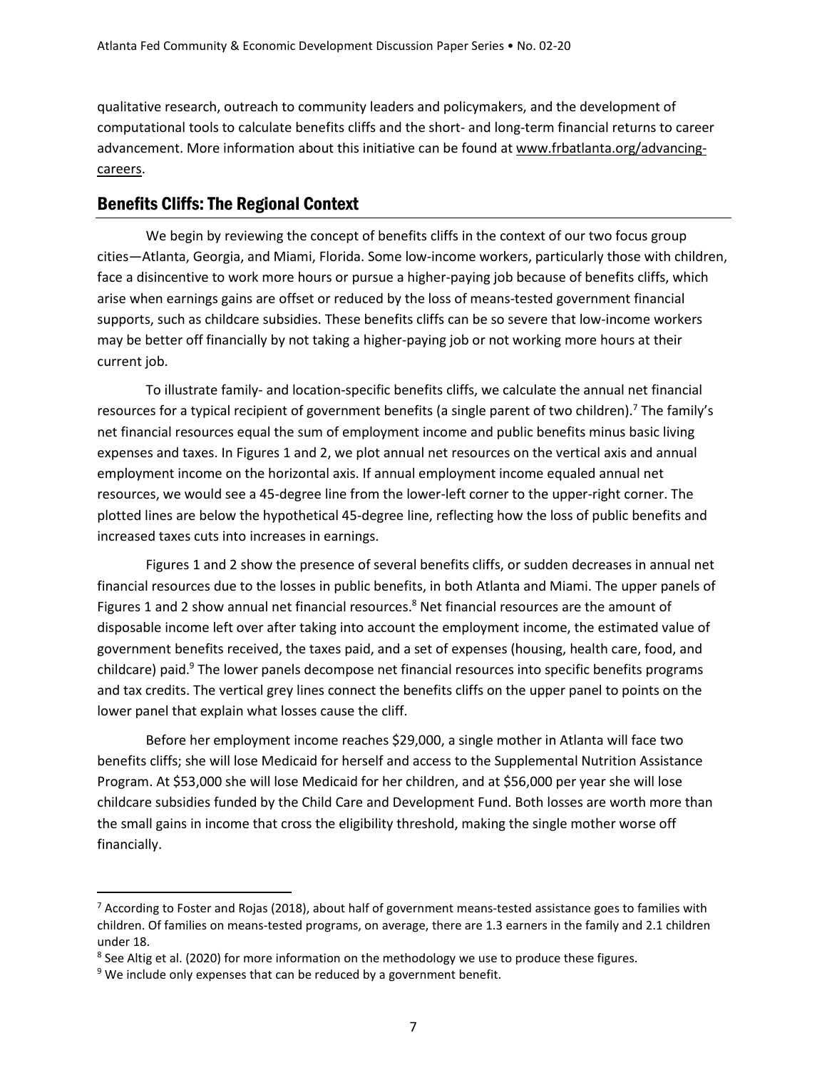qualitative research, outreach to community leaders and policymakers, and the development of computational tools to calculate benefits cliffs and the short- and long-term financial returns to career advancement. More information about this initiative can be found at www.frbatlanta.org/advancing-careers.

## Benefits Cliffs: The Regional Context

We begin by reviewing the concept of benefits cliffs in the context of our two focus group cities—Atlanta, Georgia, and Miami, Florida. Some low-income workers, particularly those with children, face a disincentive to work more hours or pursue a higher-paying job because of benefits cliffs, which arise when earnings gains are offset or reduced by the loss of means-tested government financial supports, such as childcare subsidies. These benefits cliffs can be so severe that low-income workers may be better off financially by not taking a higher-paying job or not working more hours at their current job.

To illustrate family- and location-specific benefits cliffs, we calculate the annual net financial resources for a typical recipient of government benefits (a single parent of two children).[7] The family's net financial resources equal the sum of employment income and public benefits minus basic living expenses and taxes. In Figures 1 and 2, we plot annual net resources on the vertical axis and annual employment income on the horizontal axis. If annual employment income equaled annual net resources, we would see a 45-degree line from the lower-left corner to the upper-right corner. The plotted lines are below the hypothetical 45-degree line, reflecting how the loss of public benefits and increased taxes cuts into increases in earnings.

Figures 1 and 2 show the presence of several benefits cliffs, or sudden decreases in annual net financial resources due to the losses in public benefits, in both Atlanta and Miami. The upper panels of Figures 1 and 2 show annual net financial resources.[8] Net financial resources are the amount of disposable income left over after taking into account the employment income, the estimated value of government benefits received, the taxes paid, and a set of expenses (housing, health care, food, and childcare) paid.[9] The lower panels decompose net financial resources into specific benefits programs and tax credits. The vertical grey lines connect the benefits cliffs on the upper panel to points on the lower panel that explain what losses cause the cliff.

Before her employment income reaches $29,000, a single mother in Atlanta will face two benefits cliffs; she will lose Medicaid for herself and access to the Supplemental Nutrition Assistance Program. At $53,000 she will lose Medicaid for her children, and at $56,000 per year she will lose childcare subsidies funded by the Child Care and Development Fund. Both losses are worth more than the small gains in income that cross the eligibility threshold, making the single mother worse off financially.

---

[7] According to Foster and Rojas (2018), about half of government means-tested assistance goes to families with children. Of families on means-tested programs, on average, there are 1.3 earners in the family and 2.1 children under 18.

[8] See Altig et al. (2020) for more information on the methodology we use to produce these figures.

[9] We include only expenses that can be reduced by a government benefit.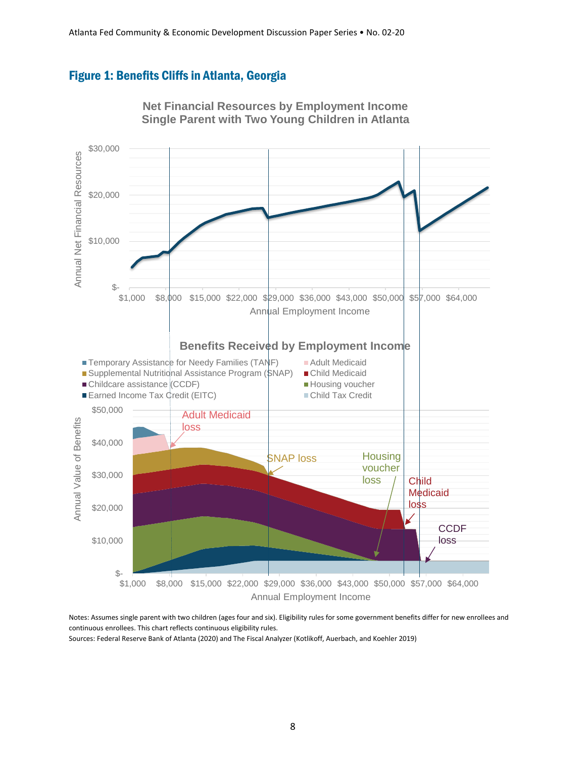## Figure 1: Benefits Cliffs in Atlanta, Georgia

Net Financial Resources by Employment Income
Single Parent with Two Young Children in Atlanta

Benefits Received by Employment Income

Notes: Assumes single parent with two children (ages four and six). Eligibility rules for some government benefits differ for new enrollees and continuous enrollees. This chart reflects continuous eligibility rules.
Sources: Federal Reserve Bank of Atlanta (2020) and The Fiscal Analyzer (Kotlikoff, Auerbach, and Koehler 2019)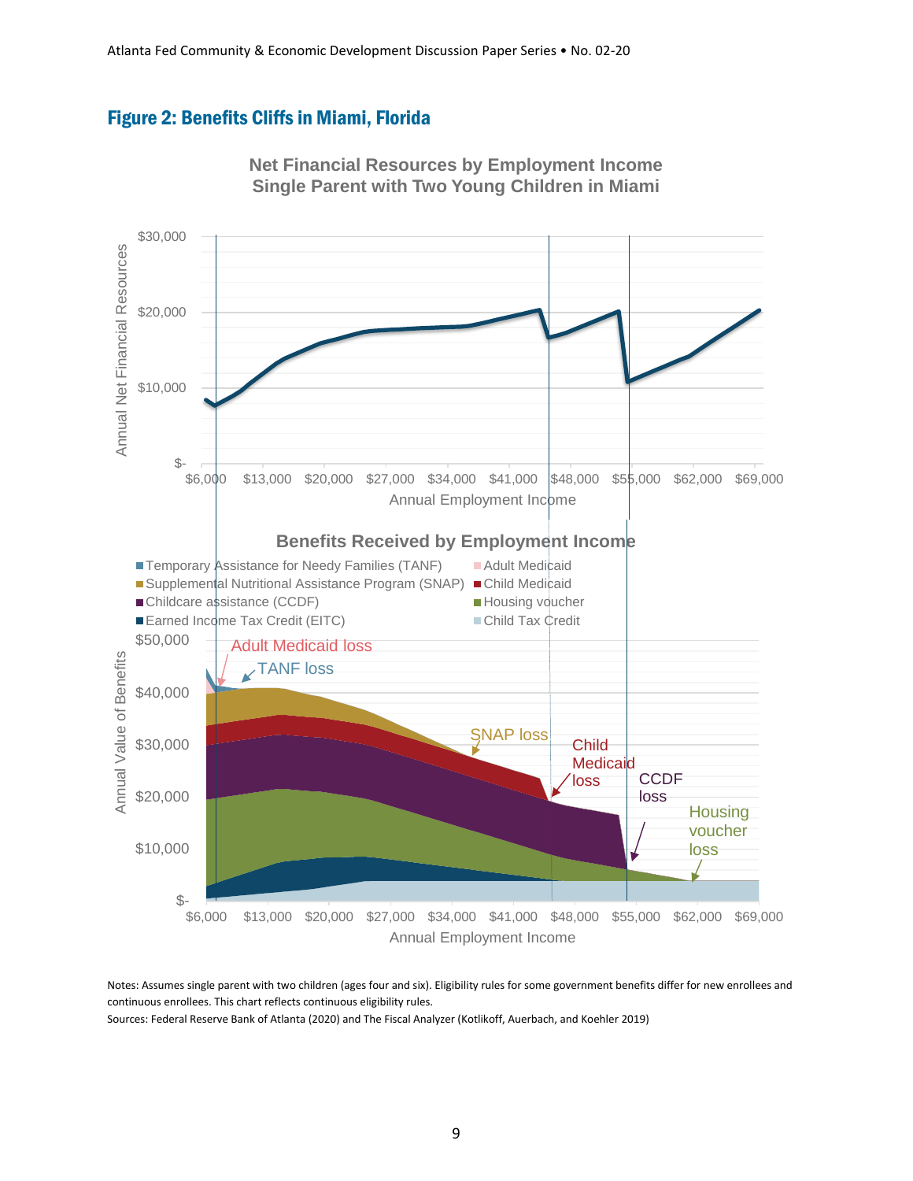## Figure 2: Benefits Cliffs in Miami, Florida

**Net Financial Resources by Employment Income**
**Single Parent with Two Young Children in Miami**

**Benefits Received by Employment Income**

Notes: Assumes single parent with two children (ages four and six). Eligibility rules for some government benefits differ for new enrollees and continuous enrollees. This chart reflects continuous eligibility rules.

Sources: Federal Reserve Bank of Atlanta (2020) and The Fiscal Analyzer (Kotlikoff, Auerbach, and Koehler 2019)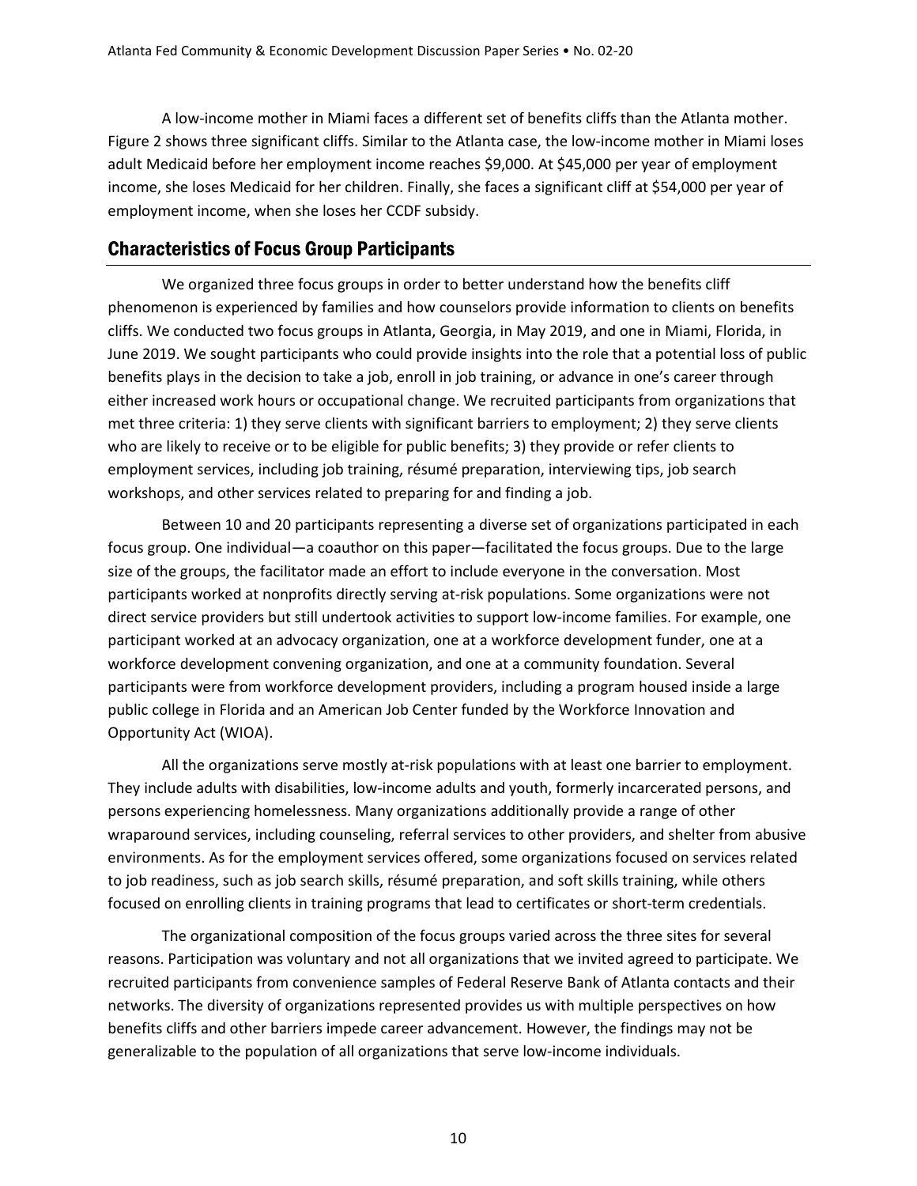A low-income mother in Miami faces a different set of benefits cliffs than the Atlanta mother. Figure 2 shows three significant cliffs. Similar to the Atlanta case, the low-income mother in Miami loses adult Medicaid before her employment income reaches $9,000. At $45,000 per year of employment income, she loses Medicaid for her children. Finally, she faces a significant cliff at $54,000 per year of employment income, when she loses her CCDF subsidy.

## Characteristics of Focus Group Participants

We organized three focus groups in order to better understand how the benefits cliff phenomenon is experienced by families and how counselors provide information to clients on benefits cliffs. We conducted two focus groups in Atlanta, Georgia, in May 2019, and one in Miami, Florida, in June 2019. We sought participants who could provide insights into the role that a potential loss of public benefits plays in the decision to take a job, enroll in job training, or advance in one's career through either increased work hours or occupational change. We recruited participants from organizations that met three criteria: 1) they serve clients with significant barriers to employment; 2) they serve clients who are likely to receive or to be eligible for public benefits; 3) they provide or refer clients to employment services, including job training, résumé preparation, interviewing tips, job search workshops, and other services related to preparing for and finding a job.

Between 10 and 20 participants representing a diverse set of organizations participated in each focus group. One individual—a coauthor on this paper—facilitated the focus groups. Due to the large size of the groups, the facilitator made an effort to include everyone in the conversation. Most participants worked at nonprofits directly serving at-risk populations. Some organizations were not direct service providers but still undertook activities to support low-income families. For example, one participant worked at an advocacy organization, one at a workforce development funder, one at a workforce development convening organization, and one at a community foundation. Several participants were from workforce development providers, including a program housed inside a large public college in Florida and an American Job Center funded by the Workforce Innovation and Opportunity Act (WIOA).

All the organizations serve mostly at-risk populations with at least one barrier to employment. They include adults with disabilities, low-income adults and youth, formerly incarcerated persons, and persons experiencing homelessness. Many organizations additionally provide a range of other wraparound services, including counseling, referral services to other providers, and shelter from abusive environments. As for the employment services offered, some organizations focused on services related to job readiness, such as job search skills, résumé preparation, and soft skills training, while others focused on enrolling clients in training programs that lead to certificates or short-term credentials.

The organizational composition of the focus groups varied across the three sites for several reasons. Participation was voluntary and not all organizations that we invited agreed to participate. We recruited participants from convenience samples of Federal Reserve Bank of Atlanta contacts and their networks. The diversity of organizations represented provides us with multiple perspectives on how benefits cliffs and other barriers impede career advancement. However, the findings may not be generalizable to the population of all organizations that serve low-income individuals.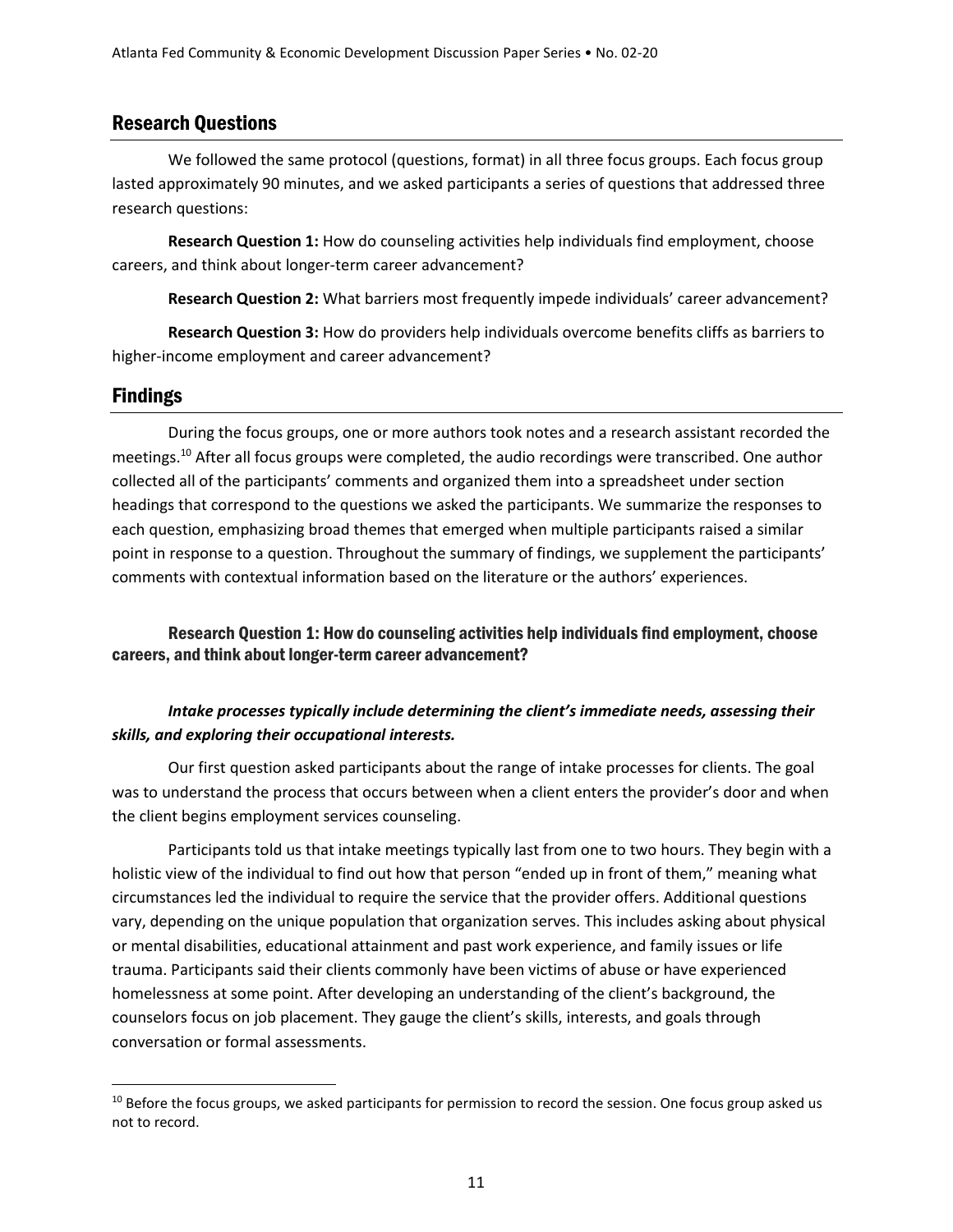## Research Questions

We followed the same protocol (questions, format) in all three focus groups. Each focus group lasted approximately 90 minutes, and we asked participants a series of questions that addressed three research questions:

**Research Question 1:** How do counseling activities help individuals find employment, choose careers, and think about longer-term career advancement?

**Research Question 2:** What barriers most frequently impede individuals' career advancement?

**Research Question 3:** How do providers help individuals overcome benefits cliffs as barriers to higher-income employment and career advancement?

## Findings

During the focus groups, one or more authors took notes and a research assistant recorded the meetings.[10] After all focus groups were completed, the audio recordings were transcribed. One author collected all of the participants' comments and organized them into a spreadsheet under section headings that correspond to the questions we asked the participants. We summarize the responses to each question, emphasizing broad themes that emerged when multiple participants raised a similar point in response to a question. Throughout the summary of findings, we supplement the participants' comments with contextual information based on the literature or the authors' experiences.

### Research Question 1: How do counseling activities help individuals find employment, choose careers, and think about longer-term career advancement?

***Intake processes typically include determining the client's immediate needs, assessing their skills, and exploring their occupational interests.***

Our first question asked participants about the range of intake processes for clients. The goal was to understand the process that occurs between when a client enters the provider's door and when the client begins employment services counseling.

Participants told us that intake meetings typically last from one to two hours. They begin with a holistic view of the individual to find out how that person "ended up in front of them," meaning what circumstances led the individual to require the service that the provider offers. Additional questions vary, depending on the unique population that organization serves. This includes asking about physical or mental disabilities, educational attainment and past work experience, and family issues or life trauma. Participants said their clients commonly have been victims of abuse or have experienced homelessness at some point. After developing an understanding of the client's background, the counselors focus on job placement. They gauge the client's skills, interests, and goals through conversation or formal assessments.

[10] Before the focus groups, we asked participants for permission to record the session. One focus group asked us not to record.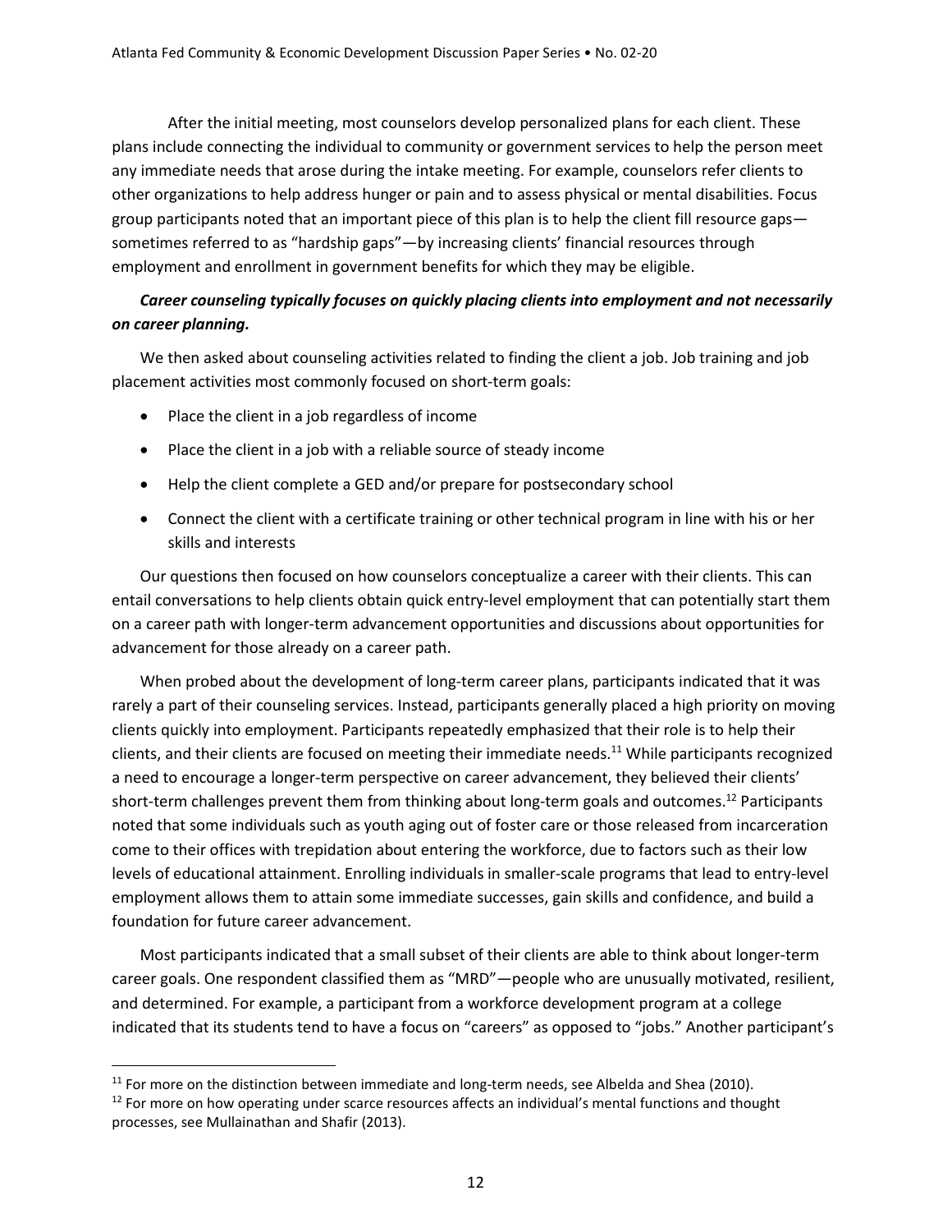After the initial meeting, most counselors develop personalized plans for each client. These plans include connecting the individual to community or government services to help the person meet any immediate needs that arose during the intake meeting. For example, counselors refer clients to other organizations to help address hunger or pain and to assess physical or mental disabilities. Focus group participants noted that an important piece of this plan is to help the client fill resource gaps—sometimes referred to as "hardship gaps"—by increasing clients' financial resources through employment and enrollment in government benefits for which they may be eligible.

***Career counseling typically focuses on quickly placing clients into employment and not necessarily on career planning.***

We then asked about counseling activities related to finding the client a job. Job training and job placement activities most commonly focused on short-term goals:

- Place the client in a job regardless of income
- Place the client in a job with a reliable source of steady income
- Help the client complete a GED and/or prepare for postsecondary school
- Connect the client with a certificate training or other technical program in line with his or her skills and interests

Our questions then focused on how counselors conceptualize a career with their clients. This can entail conversations to help clients obtain quick entry-level employment that can potentially start them on a career path with longer-term advancement opportunities and discussions about opportunities for advancement for those already on a career path.

When probed about the development of long-term career plans, participants indicated that it was rarely a part of their counseling services. Instead, participants generally placed a high priority on moving clients quickly into employment. Participants repeatedly emphasized that their role is to help their clients, and their clients are focused on meeting their immediate needs.[11] While participants recognized a need to encourage a longer-term perspective on career advancement, they believed their clients' short-term challenges prevent them from thinking about long-term goals and outcomes.[12] Participants noted that some individuals such as youth aging out of foster care or those released from incarceration come to their offices with trepidation about entering the workforce, due to factors such as their low levels of educational attainment. Enrolling individuals in smaller-scale programs that lead to entry-level employment allows them to attain some immediate successes, gain skills and confidence, and build a foundation for future career advancement.

Most participants indicated that a small subset of their clients are able to think about longer-term career goals. One respondent classified them as "MRD"—people who are unusually motivated, resilient, and determined. For example, a participant from a workforce development program at a college indicated that its students tend to have a focus on "careers" as opposed to "jobs." Another participant's

[11] For more on the distinction between immediate and long-term needs, see Albelda and Shea (2010).

[12] For more on how operating under scarce resources affects an individual's mental functions and thought processes, see Mullainathan and Shafir (2013).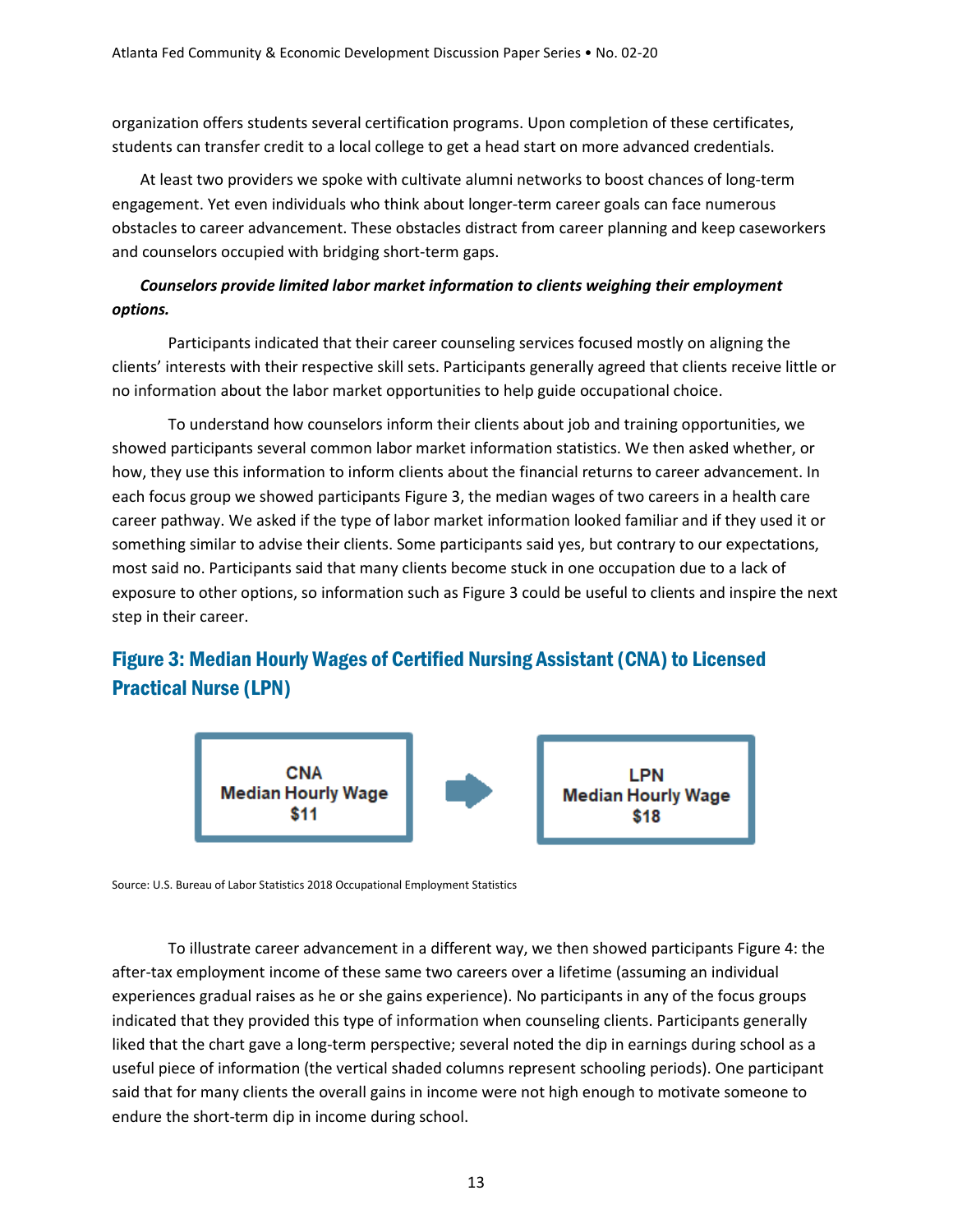organization offers students several certification programs. Upon completion of these certificates, students can transfer credit to a local college to get a head start on more advanced credentials.

At least two providers we spoke with cultivate alumni networks to boost chances of long-term engagement. Yet even individuals who think about longer-term career goals can face numerous obstacles to career advancement. These obstacles distract from career planning and keep caseworkers and counselors occupied with bridging short-term gaps.

***Counselors provide limited labor market information to clients weighing their employment options.***

Participants indicated that their career counseling services focused mostly on aligning the clients' interests with their respective skill sets. Participants generally agreed that clients receive little or no information about the labor market opportunities to help guide occupational choice.

To understand how counselors inform their clients about job and training opportunities, we showed participants several common labor market information statistics. We then asked whether, or how, they use this information to inform clients about the financial returns to career advancement. In each focus group we showed participants Figure 3, the median wages of two careers in a health care career pathway. We asked if the type of labor market information looked familiar and if they used it or something similar to advise their clients. Some participants said yes, but contrary to our expectations, most said no. Participants said that many clients become stuck in one occupation due to a lack of exposure to other options, so information such as Figure 3 could be useful to clients and inspire the next step in their career.

## Figure 3: Median Hourly Wages of Certified Nursing Assistant (CNA) to Licensed Practical Nurse (LPN)

| CNA Median Hourly Wage | → | LPN Median Hourly Wage |
|---|---|---|
| $11 | | $18 |

Source: U.S. Bureau of Labor Statistics 2018 Occupational Employment Statistics

To illustrate career advancement in a different way, we then showed participants Figure 4: the after-tax employment income of these same two careers over a lifetime (assuming an individual experiences gradual raises as he or she gains experience). No participants in any of the focus groups indicated that they provided this type of information when counseling clients. Participants generally liked that the chart gave a long-term perspective; several noted the dip in earnings during school as a useful piece of information (the vertical shaded columns represent schooling periods). One participant said that for many clients the overall gains in income were not high enough to motivate someone to endure the short-term dip in income during school.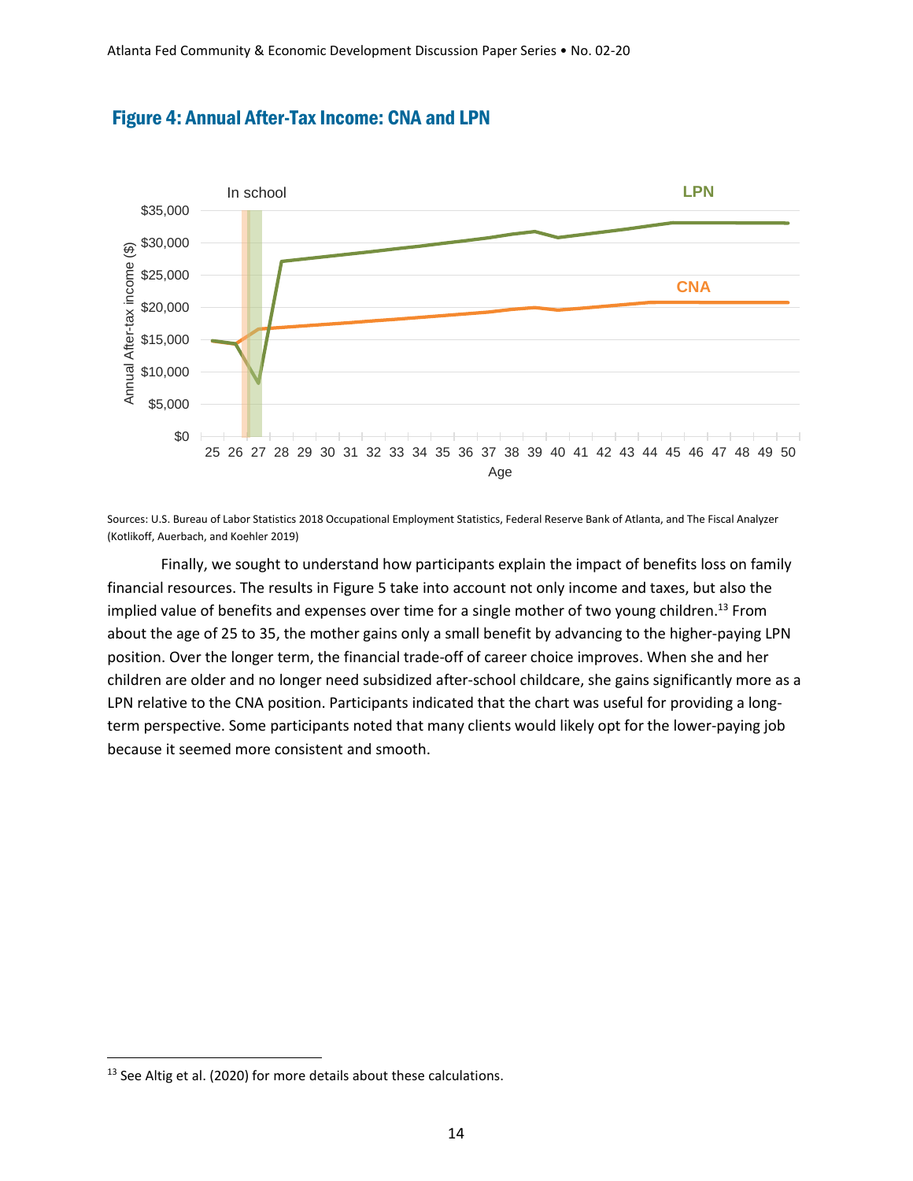## Figure 4: Annual After-Tax Income: CNA and LPN

Sources: U.S. Bureau of Labor Statistics 2018 Occupational Employment Statistics, Federal Reserve Bank of Atlanta, and The Fiscal Analyzer (Kotlikoff, Auerbach, and Koehler 2019)

Finally, we sought to understand how participants explain the impact of benefits loss on family financial resources. The results in Figure 5 take into account not only income and taxes, but also the implied value of benefits and expenses over time for a single mother of two young children.[13] From about the age of 25 to 35, the mother gains only a small benefit by advancing to the higher-paying LPN position. Over the longer term, the financial trade-off of career choice improves. When she and her children are older and no longer need subsidized after-school childcare, she gains significantly more as a LPN relative to the CNA position. Participants indicated that the chart was useful for providing a long-term perspective. Some participants noted that many clients would likely opt for the lower-paying job because it seemed more consistent and smooth.

[13] See Altig et al. (2020) for more details about these calculations.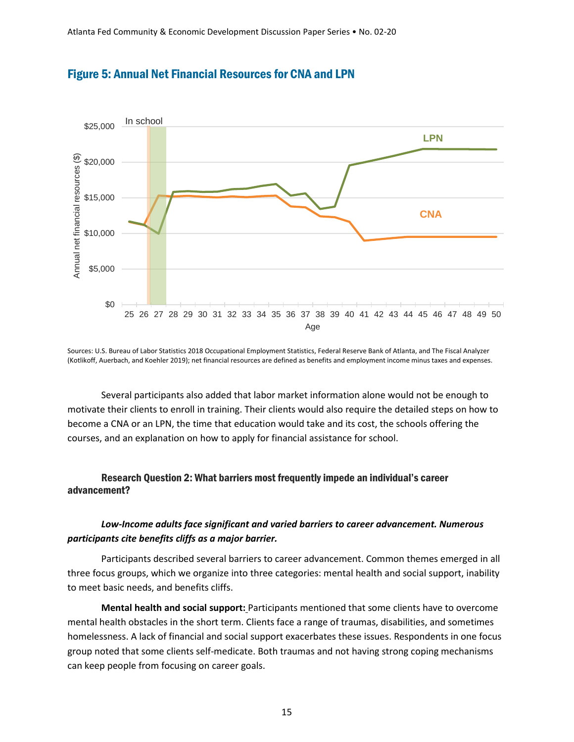## Figure 5: Annual Net Financial Resources for CNA and LPN

Sources: U.S. Bureau of Labor Statistics 2018 Occupational Employment Statistics, Federal Reserve Bank of Atlanta, and The Fiscal Analyzer (Kotlikoff, Auerbach, and Koehler 2019); net financial resources are defined as benefits and employment income minus taxes and expenses.

Several participants also added that labor market information alone would not be enough to motivate their clients to enroll in training. Their clients would also require the detailed steps on how to become a CNA or an LPN, the time that education would take and its cost, the schools offering the courses, and an explanation on how to apply for financial assistance for school.

### Research Question 2: What barriers most frequently impede an individual's career advancement?

***Low-Income adults face significant and varied barriers to career advancement. Numerous participants cite benefits cliffs as a major barrier.***

Participants described several barriers to career advancement. Common themes emerged in all three focus groups, which we organize into three categories: mental health and social support, inability to meet basic needs, and benefits cliffs.

**Mental health and social support:** Participants mentioned that some clients have to overcome mental health obstacles in the short term. Clients face a range of traumas, disabilities, and sometimes homelessness. A lack of financial and social support exacerbates these issues. Respondents in one focus group noted that some clients self-medicate. Both traumas and not having strong coping mechanisms can keep people from focusing on career goals.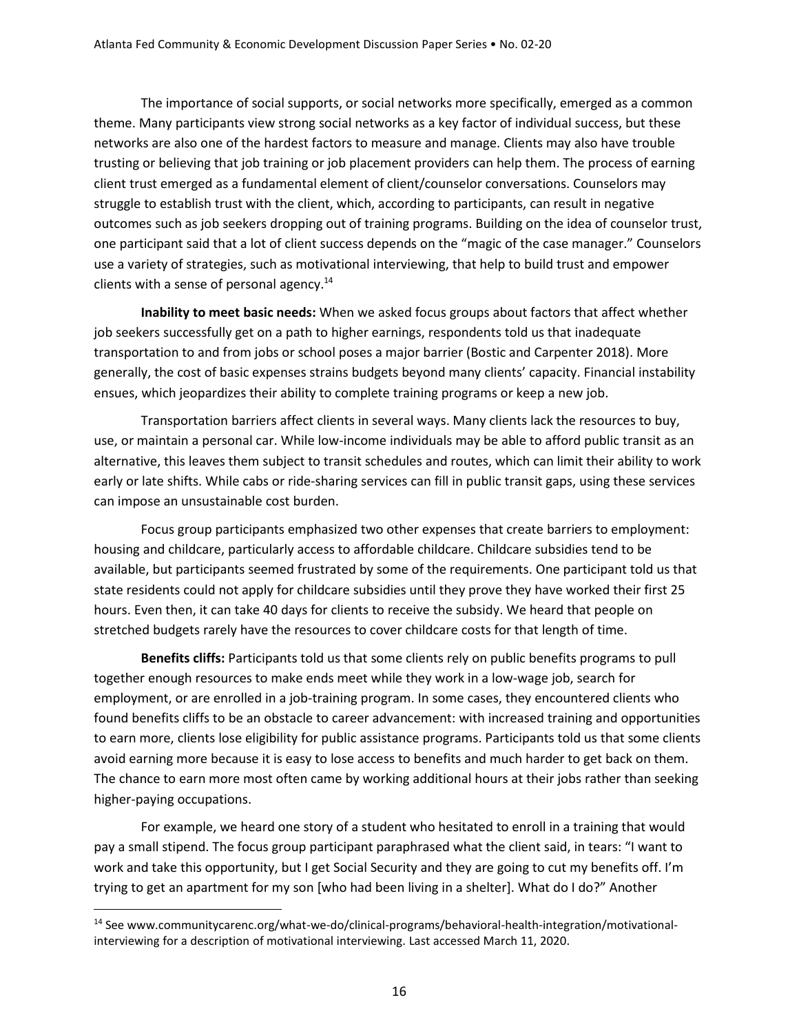The importance of social supports, or social networks more specifically, emerged as a common theme. Many participants view strong social networks as a key factor of individual success, but these networks are also one of the hardest factors to measure and manage. Clients may also have trouble trusting or believing that job training or job placement providers can help them. The process of earning client trust emerged as a fundamental element of client/counselor conversations. Counselors may struggle to establish trust with the client, which, according to participants, can result in negative outcomes such as job seekers dropping out of training programs. Building on the idea of counselor trust, one participant said that a lot of client success depends on the "magic of the case manager." Counselors use a variety of strategies, such as motivational interviewing, that help to build trust and empower clients with a sense of personal agency.[14]

**Inability to meet basic needs:** When we asked focus groups about factors that affect whether job seekers successfully get on a path to higher earnings, respondents told us that inadequate transportation to and from jobs or school poses a major barrier (Bostic and Carpenter 2018). More generally, the cost of basic expenses strains budgets beyond many clients' capacity. Financial instability ensues, which jeopardizes their ability to complete training programs or keep a new job.

Transportation barriers affect clients in several ways. Many clients lack the resources to buy, use, or maintain a personal car. While low-income individuals may be able to afford public transit as an alternative, this leaves them subject to transit schedules and routes, which can limit their ability to work early or late shifts. While cabs or ride-sharing services can fill in public transit gaps, using these services can impose an unsustainable cost burden.

Focus group participants emphasized two other expenses that create barriers to employment: housing and childcare, particularly access to affordable childcare. Childcare subsidies tend to be available, but participants seemed frustrated by some of the requirements. One participant told us that state residents could not apply for childcare subsidies until they prove they have worked their first 25 hours. Even then, it can take 40 days for clients to receive the subsidy. We heard that people on stretched budgets rarely have the resources to cover childcare costs for that length of time.

**Benefits cliffs:** Participants told us that some clients rely on public benefits programs to pull together enough resources to make ends meet while they work in a low-wage job, search for employment, or are enrolled in a job-training program. In some cases, they encountered clients who found benefits cliffs to be an obstacle to career advancement: with increased training and opportunities to earn more, clients lose eligibility for public assistance programs. Participants told us that some clients avoid earning more because it is easy to lose access to benefits and much harder to get back on them. The chance to earn more most often came by working additional hours at their jobs rather than seeking higher-paying occupations.

For example, we heard one story of a student who hesitated to enroll in a training that would pay a small stipend. The focus group participant paraphrased what the client said, in tears: "I want to work and take this opportunity, but I get Social Security and they are going to cut my benefits off. I'm trying to get an apartment for my son [who had been living in a shelter]. What do I do?" Another

---

[14] See www.communitycarenc.org/what-we-do/clinical-programs/behavioral-health-integration/motivational-interviewing for a description of motivational interviewing. Last accessed March 11, 2020.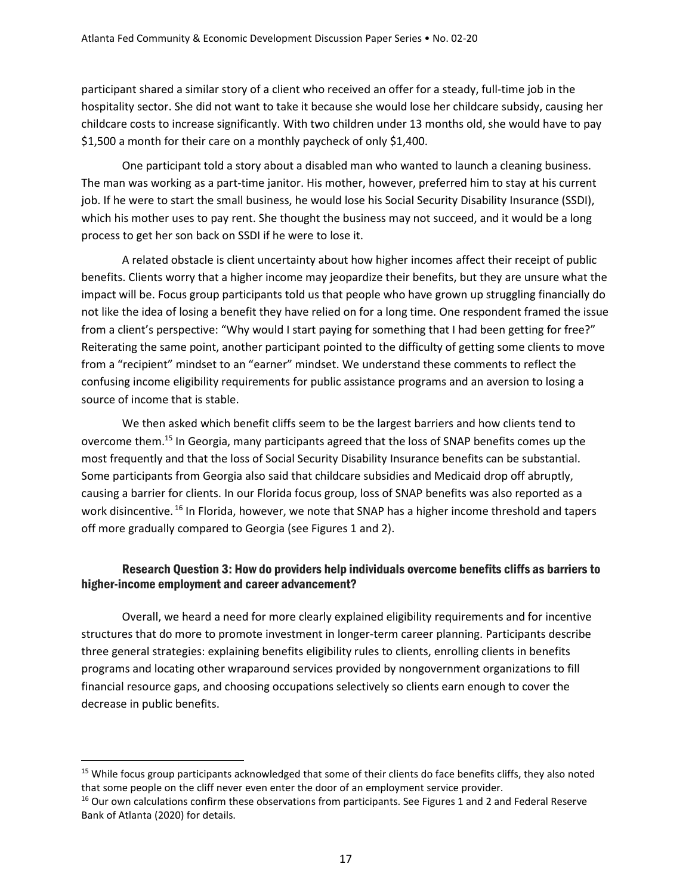participant shared a similar story of a client who received an offer for a steady, full-time job in the hospitality sector. She did not want to take it because she would lose her childcare subsidy, causing her childcare costs to increase significantly. With two children under 13 months old, she would have to pay $1,500 a month for their care on a monthly paycheck of only $1,400.

One participant told a story about a disabled man who wanted to launch a cleaning business. The man was working as a part-time janitor. His mother, however, preferred him to stay at his current job. If he were to start the small business, he would lose his Social Security Disability Insurance (SSDI), which his mother uses to pay rent. She thought the business may not succeed, and it would be a long process to get her son back on SSDI if he were to lose it.

A related obstacle is client uncertainty about how higher incomes affect their receipt of public benefits. Clients worry that a higher income may jeopardize their benefits, but they are unsure what the impact will be. Focus group participants told us that people who have grown up struggling financially do not like the idea of losing a benefit they have relied on for a long time. One respondent framed the issue from a client's perspective: "Why would I start paying for something that I had been getting for free?" Reiterating the same point, another participant pointed to the difficulty of getting some clients to move from a "recipient" mindset to an "earner" mindset. We understand these comments to reflect the confusing income eligibility requirements for public assistance programs and an aversion to losing a source of income that is stable.

We then asked which benefit cliffs seem to be the largest barriers and how clients tend to overcome them.[15] In Georgia, many participants agreed that the loss of SNAP benefits comes up the most frequently and that the loss of Social Security Disability Insurance benefits can be substantial. Some participants from Georgia also said that childcare subsidies and Medicaid drop off abruptly, causing a barrier for clients. In our Florida focus group, loss of SNAP benefits was also reported as a work disincentive.[16] In Florida, however, we note that SNAP has a higher income threshold and tapers off more gradually compared to Georgia (see Figures 1 and 2).

### Research Question 3: How do providers help individuals overcome benefits cliffs as barriers to higher-income employment and career advancement?

Overall, we heard a need for more clearly explained eligibility requirements and for incentive structures that do more to promote investment in longer-term career planning. Participants describe three general strategies: explaining benefits eligibility rules to clients, enrolling clients in benefits programs and locating other wraparound services provided by nongovernment organizations to fill financial resource gaps, and choosing occupations selectively so clients earn enough to cover the decrease in public benefits.

---

[15] While focus group participants acknowledged that some of their clients do face benefits cliffs, they also noted that some people on the cliff never even enter the door of an employment service provider.

[16] Our own calculations confirm these observations from participants. See Figures 1 and 2 and Federal Reserve Bank of Atlanta (2020) for details.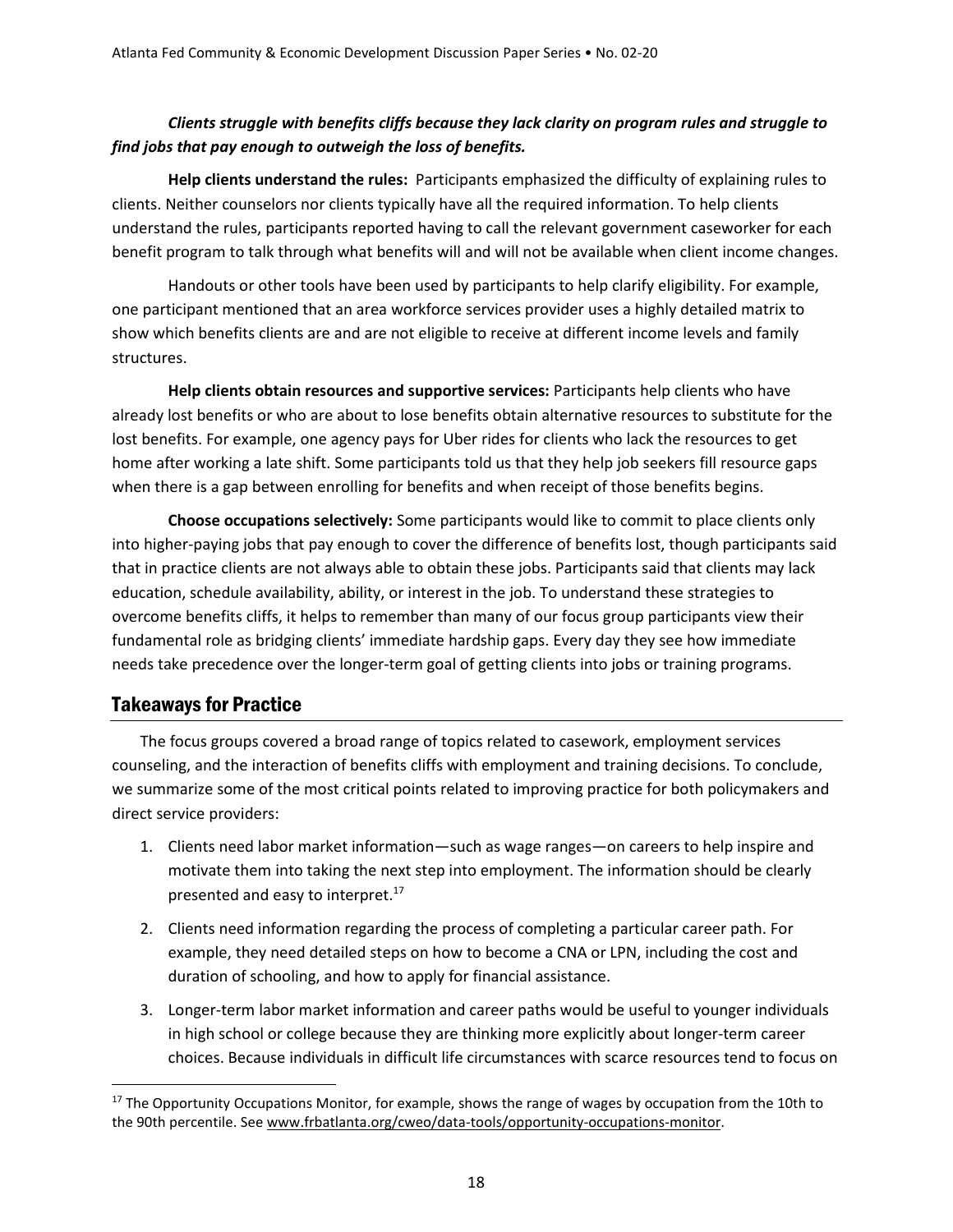*Clients struggle with benefits cliffs because they lack clarity on program rules and struggle to find jobs that pay enough to outweigh the loss of benefits.*

**Help clients understand the rules:** Participants emphasized the difficulty of explaining rules to clients. Neither counselors nor clients typically have all the required information. To help clients understand the rules, participants reported having to call the relevant government caseworker for each benefit program to talk through what benefits will and will not be available when client income changes.

Handouts or other tools have been used by participants to help clarify eligibility. For example, one participant mentioned that an area workforce services provider uses a highly detailed matrix to show which benefits clients are and are not eligible to receive at different income levels and family structures.

**Help clients obtain resources and supportive services:** Participants help clients who have already lost benefits or who are about to lose benefits obtain alternative resources to substitute for the lost benefits. For example, one agency pays for Uber rides for clients who lack the resources to get home after working a late shift. Some participants told us that they help job seekers fill resource gaps when there is a gap between enrolling for benefits and when receipt of those benefits begins.

**Choose occupations selectively:** Some participants would like to commit to place clients only into higher-paying jobs that pay enough to cover the difference of benefits lost, though participants said that in practice clients are not always able to obtain these jobs. Participants said that clients may lack education, schedule availability, ability, or interest in the job. To understand these strategies to overcome benefits cliffs, it helps to remember than many of our focus group participants view their fundamental role as bridging clients' immediate hardship gaps. Every day they see how immediate needs take precedence over the longer-term goal of getting clients into jobs or training programs.

## Takeaways for Practice

The focus groups covered a broad range of topics related to casework, employment services counseling, and the interaction of benefits cliffs with employment and training decisions. To conclude, we summarize some of the most critical points related to improving practice for both policymakers and direct service providers:

1. Clients need labor market information—such as wage ranges—on careers to help inspire and motivate them into taking the next step into employment. The information should be clearly presented and easy to interpret.[17]
2. Clients need information regarding the process of completing a particular career path. For example, they need detailed steps on how to become a CNA or LPN, including the cost and duration of schooling, and how to apply for financial assistance.
3. Longer-term labor market information and career paths would be useful to younger individuals in high school or college because they are thinking more explicitly about longer-term career choices. Because individuals in difficult life circumstances with scarce resources tend to focus on

[17] The Opportunity Occupations Monitor, for example, shows the range of wages by occupation from the 10th to the 90th percentile. See www.frbatlanta.org/cweo/data-tools/opportunity-occupations-monitor.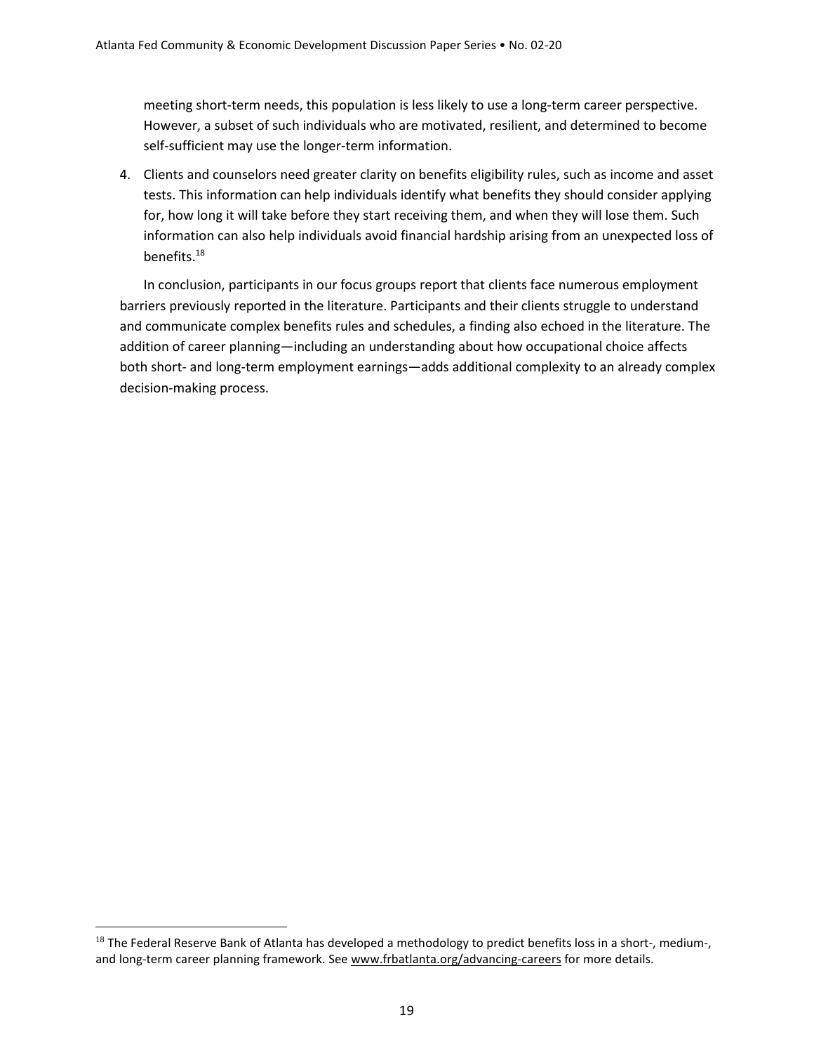meeting short-term needs, this population is less likely to use a long-term career perspective. However, a subset of such individuals who are motivated, resilient, and determined to become self-sufficient may use the longer-term information.

4. Clients and counselors need greater clarity on benefits eligibility rules, such as income and asset tests. This information can help individuals identify what benefits they should consider applying for, how long it will take before they start receiving them, and when they will lose them. Such information can also help individuals avoid financial hardship arising from an unexpected loss of benefits.[18]

In conclusion, participants in our focus groups report that clients face numerous employment barriers previously reported in the literature. Participants and their clients struggle to understand and communicate complex benefits rules and schedules, a finding also echoed in the literature. The addition of career planning—including an understanding about how occupational choice affects both short- and long-term employment earnings—adds additional complexity to an already complex decision-making process.

[18] The Federal Reserve Bank of Atlanta has developed a methodology to predict benefits loss in a short-, medium-, and long-term career planning framework. See www.frbatlanta.org/advancing-careers for more details.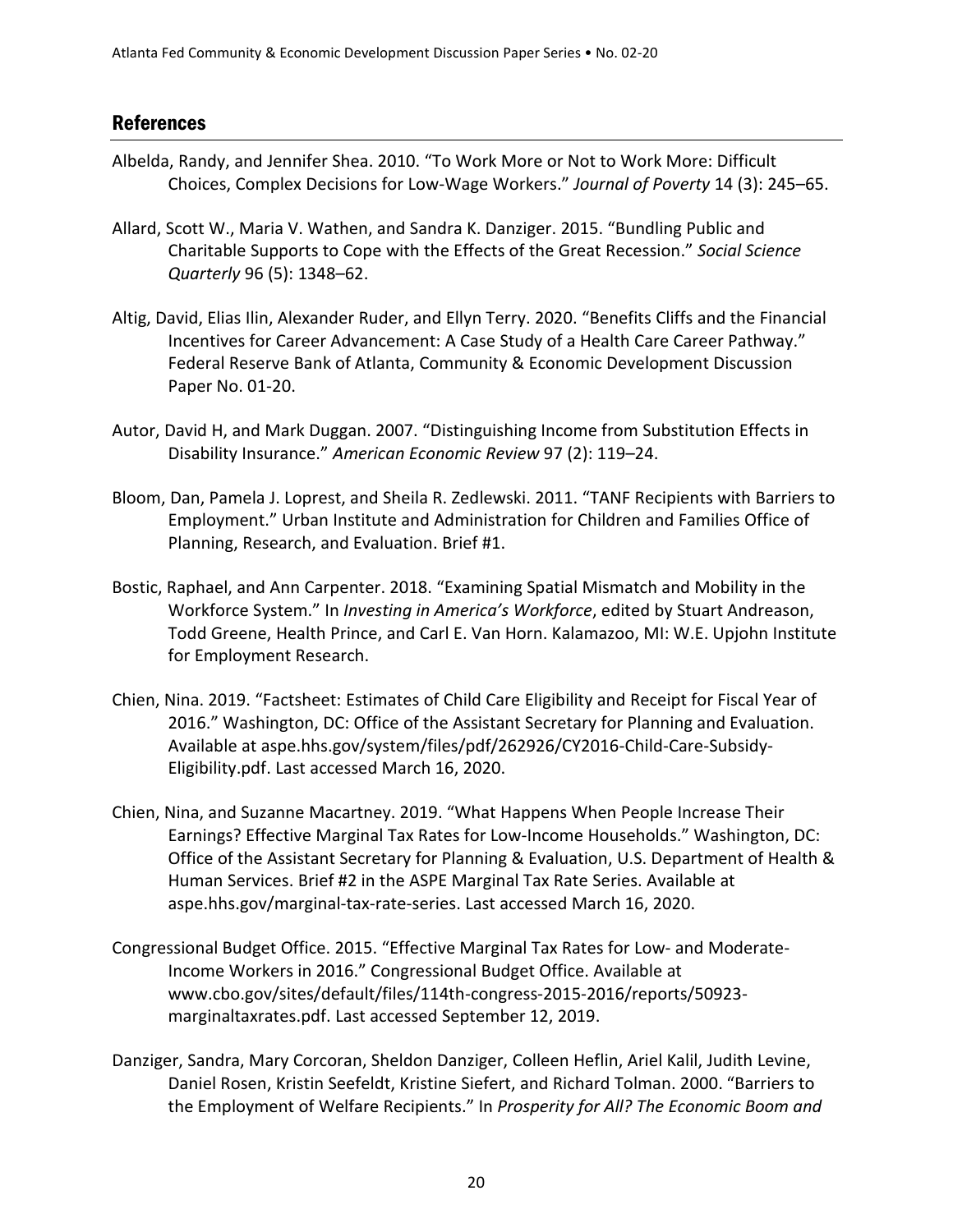## References

Albelda, Randy, and Jennifer Shea. 2010. "To Work More or Not to Work More: Difficult Choices, Complex Decisions for Low-Wage Workers." *Journal of Poverty* 14 (3): 245–65.

Allard, Scott W., Maria V. Wathen, and Sandra K. Danziger. 2015. "Bundling Public and Charitable Supports to Cope with the Effects of the Great Recession." *Social Science Quarterly* 96 (5): 1348–62.

Altig, David, Elias Ilin, Alexander Ruder, and Ellyn Terry. 2020. "Benefits Cliffs and the Financial Incentives for Career Advancement: A Case Study of a Health Care Career Pathway." Federal Reserve Bank of Atlanta, Community & Economic Development Discussion Paper No. 01-20.

Autor, David H, and Mark Duggan. 2007. "Distinguishing Income from Substitution Effects in Disability Insurance." *American Economic Review* 97 (2): 119–24.

Bloom, Dan, Pamela J. Loprest, and Sheila R. Zedlewski. 2011. "TANF Recipients with Barriers to Employment." Urban Institute and Administration for Children and Families Office of Planning, Research, and Evaluation. Brief #1.

Bostic, Raphael, and Ann Carpenter. 2018. "Examining Spatial Mismatch and Mobility in the Workforce System." In *Investing in America's Workforce*, edited by Stuart Andreason, Todd Greene, Health Prince, and Carl E. Van Horn. Kalamazoo, MI: W.E. Upjohn Institute for Employment Research.

Chien, Nina. 2019. "Factsheet: Estimates of Child Care Eligibility and Receipt for Fiscal Year of 2016." Washington, DC: Office of the Assistant Secretary for Planning and Evaluation. Available at aspe.hhs.gov/system/files/pdf/262926/CY2016-Child-Care-Subsidy-Eligibility.pdf. Last accessed March 16, 2020.

Chien, Nina, and Suzanne Macartney. 2019. "What Happens When People Increase Their Earnings? Effective Marginal Tax Rates for Low-Income Households." Washington, DC: Office of the Assistant Secretary for Planning & Evaluation, U.S. Department of Health & Human Services. Brief #2 in the ASPE Marginal Tax Rate Series. Available at aspe.hhs.gov/marginal-tax-rate-series. Last accessed March 16, 2020.

Congressional Budget Office. 2015. "Effective Marginal Tax Rates for Low- and Moderate-Income Workers in 2016." Congressional Budget Office. Available at www.cbo.gov/sites/default/files/114th-congress-2015-2016/reports/50923-marginaltaxrates.pdf. Last accessed September 12, 2019.

Danziger, Sandra, Mary Corcoran, Sheldon Danziger, Colleen Heflin, Ariel Kalil, Judith Levine, Daniel Rosen, Kristin Seefeldt, Kristine Siefert, and Richard Tolman. 2000. "Barriers to the Employment of Welfare Recipients." In *Prosperity for All? The Economic Boom and*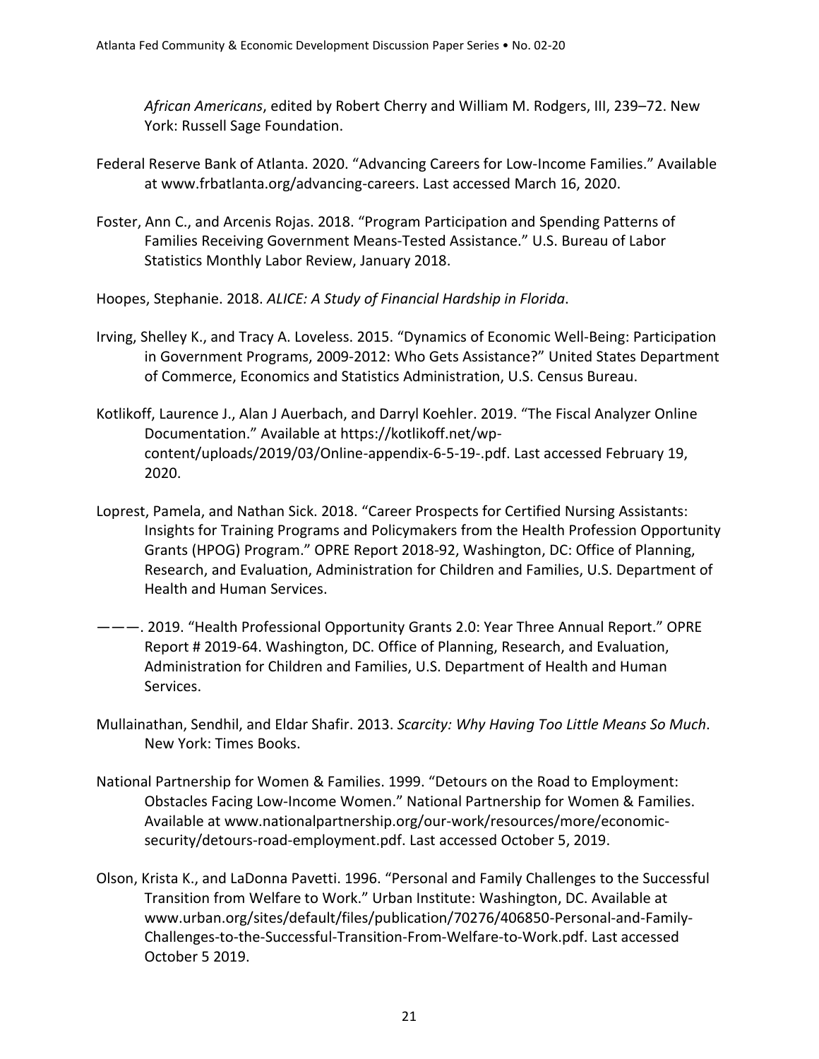*African Americans*, edited by Robert Cherry and William M. Rodgers, III, 239–72. New York: Russell Sage Foundation.

Federal Reserve Bank of Atlanta. 2020. "Advancing Careers for Low-Income Families." Available at www.frbatlanta.org/advancing-careers. Last accessed March 16, 2020.

Foster, Ann C., and Arcenis Rojas. 2018. "Program Participation and Spending Patterns of Families Receiving Government Means-Tested Assistance." U.S. Bureau of Labor Statistics Monthly Labor Review, January 2018.

Hoopes, Stephanie. 2018. *ALICE: A Study of Financial Hardship in Florida*.

Irving, Shelley K., and Tracy A. Loveless. 2015. "Dynamics of Economic Well-Being: Participation in Government Programs, 2009-2012: Who Gets Assistance?" United States Department of Commerce, Economics and Statistics Administration, U.S. Census Bureau.

Kotlikoff, Laurence J., Alan J Auerbach, and Darryl Koehler. 2019. "The Fiscal Analyzer Online Documentation." Available at https://kotlikoff.net/wp-content/uploads/2019/03/Online-appendix-6-5-19-.pdf. Last accessed February 19, 2020.

Loprest, Pamela, and Nathan Sick. 2018. "Career Prospects for Certified Nursing Assistants: Insights for Training Programs and Policymakers from the Health Profession Opportunity Grants (HPOG) Program." OPRE Report 2018-92, Washington, DC: Office of Planning, Research, and Evaluation, Administration for Children and Families, U.S. Department of Health and Human Services.

———. 2019. "Health Professional Opportunity Grants 2.0: Year Three Annual Report." OPRE Report # 2019-64. Washington, DC. Office of Planning, Research, and Evaluation, Administration for Children and Families, U.S. Department of Health and Human Services.

Mullainathan, Sendhil, and Eldar Shafir. 2013. *Scarcity: Why Having Too Little Means So Much*. New York: Times Books.

National Partnership for Women & Families. 1999. "Detours on the Road to Employment: Obstacles Facing Low-Income Women." National Partnership for Women & Families. Available at www.nationalpartnership.org/our-work/resources/more/economic-security/detours-road-employment.pdf. Last accessed October 5, 2019.

Olson, Krista K., and LaDonna Pavetti. 1996. "Personal and Family Challenges to the Successful Transition from Welfare to Work." Urban Institute: Washington, DC. Available at www.urban.org/sites/default/files/publication/70276/406850-Personal-and-Family-Challenges-to-the-Successful-Transition-From-Welfare-to-Work.pdf. Last accessed October 5 2019.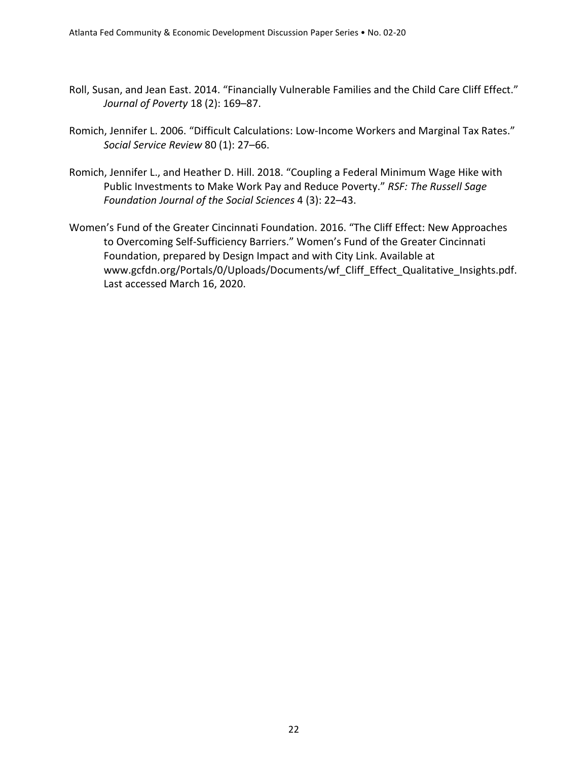Roll, Susan, and Jean East. 2014. “Financially Vulnerable Families and the Child Care Cliff Effect.” *Journal of Poverty* 18 (2): 169–87.

Romich, Jennifer L. 2006. “Difficult Calculations: Low-Income Workers and Marginal Tax Rates.” *Social Service Review* 80 (1): 27–66.

Romich, Jennifer L., and Heather D. Hill. 2018. “Coupling a Federal Minimum Wage Hike with Public Investments to Make Work Pay and Reduce Poverty.” *RSF: The Russell Sage Foundation Journal of the Social Sciences* 4 (3): 22–43.

Women’s Fund of the Greater Cincinnati Foundation. 2016. “The Cliff Effect: New Approaches to Overcoming Self-Sufficiency Barriers.” Women’s Fund of the Greater Cincinnati Foundation, prepared by Design Impact and with City Link. Available at www.gcfdn.org/Portals/0/Uploads/Documents/wf_Cliff_Effect_Qualitative_Insights.pdf. Last accessed March 16, 2020.